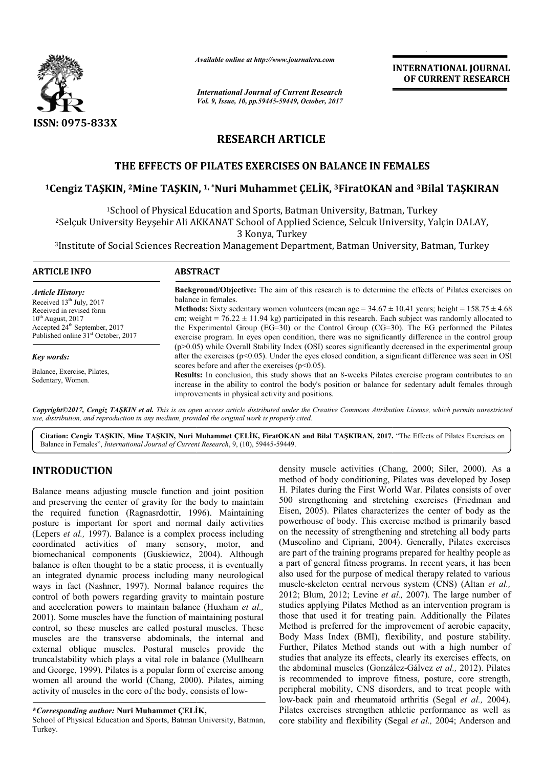# RESEARCH ARTICLE

## THE EFFECTS OF PILATES EXERCISES ON BALANCE IN FEMALES

**[1]Cengiz TAŞKIN, [2]Mine TAŞKIN, [1,*]Nuri Muhammet ÇELİK, [3]FiratOKAN and [3]Bilal TAŞKIRAN**

[1]School of Physical Education and Sports, Batman University, Batman, Turkey

[2]Selçuk University Beyşehir Ali AKKANAT School of Applied Science, Selcuk University, Yalçin DALAY, 3 Konya, Turkey

[3]Institute of Social Sciences Recreation Management Department, Batman University, Batman, Turkey

### ARTICLE INFO

*Article History:*

Received 13th July, 2017

Received in revised form 10th August, 2017

Accepted 24th September, 2017

Published online 31st October, 2017

*Key words:*

Balance, Exercise, Pilates, Sedentary, Women.

### ABSTRACT

**Background/Objective:** The aim of this research is to determine the effects of Pilates exercises on balance in females.

**Methods:** Sixty sedentary women volunteers (mean age = 34.67 ± 10.41 years; height = 158.75 ± 4.68 cm; weight = 76.22 ± 11.94 kg) participated in this research. Each subject was randomly allocated to the Experimental Group (EG=30) or the Control Group (CG=30). The EG performed the Pilates exercise program. In eyes open condition, there was no significantly difference in the control group ($p>0.05$) while Overall Stability Index (OSI) scores significantly decreased in the experimental group after the exercises ($p<0.05$). Under the eyes closed condition, a significant difference was seen in OSI scores before and after the exercises ($p<0.05$).

**Results:** In conclusion, this study shows that an 8-weeks Pilates exercise program contributes to an increase in the ability to control the body's position or balance for sedentary adult females through improvements in physical activity and positions.

*Copyright©2017, Cengiz TAŞKIN et al. This is an open access article distributed under the Creative Commons Attribution License, which permits unrestricted use, distribution, and reproduction in any medium, provided the original work is properly cited.*

**Citation: Cengiz TAŞKIN, Mine TAŞKIN, Nuri Muhammet ÇELİK, FiratOKAN and Bilal TAŞKIRAN, 2017.** "The Effects of Pilates Exercises on Balance in Females", *International Journal of Current Research*, 9, (10), 59445-59449.

## INTRODUCTION

Balance means adjusting muscle function and joint position and preserving the center of gravity for the body to maintain the required function (Ragnasrdottir, 1996). Maintaining posture is important for sport and normal daily activities (Lepers *et al.,* 1997). Balance is a complex process including coordinated activities of many sensory, motor, and biomechanical components (Guskiewicz, 2004). Although balance is often thought to be a static process, it is eventually an integrated dynamic process including many neurological ways in fact (Nashner, 1997). Normal balance requires the control of both powers regarding gravity to maintain posture and acceleration powers to maintain balance (Huxham *et al.,* 2001). Some muscles have the function of maintaining postural control, so these muscles are called postural muscles. These muscles are the transverse abdominals, the internal and external oblique muscles. Postural muscles provide the truncalstability which plays a vital role in balance (Mullhearn and George, 1999). Pilates is a popular form of exercise among women all around the world (Chang, 2000). Pilates, aiming activity of muscles in the core of the body, consists of low-density muscle activities (Chang, 2000; Siler, 2000). As a method of body conditioning, Pilates was developed by Josep H. Pilates during the First World War. Pilates consists of over 500 strengthening and stretching exercises (Friedman and Eisen, 2005). Pilates characterizes the center of body as the powerhouse of body. This exercise method is primarily based on the necessity of strengthening and stretching all body parts (Muscolino and Cipriani, 2004). Generally, Pilates exercises are part of the training programs prepared for healthy people as a part of general fitness programs. In recent years, it has been also used for the purpose of medical therapy related to various muscle-skeleton central nervous system (CNS) (Altan *et al.,* 2012; Blum, 2012; Levine *et al.,* 2007). The large number of studies applying Pilates Method as an intervention program is those that used it for treating pain. Additionally the Pilates Method is preferred for the improvement of aerobic capacity, Body Mass Index (BMI), flexibility, and posture stability. Further, Pilates Method stands out with a high number of studies that analyze its effects, clearly its exercises effects, on the abdominal muscles (González-Gálvez *et al.,* 2012). Pilates is recommended to improve fitness, posture, core strength, peripheral mobility, CNS disorders, and to treat people with low-back pain and rheumatoid arthritis (Segal *et al.,* 2004). Pilates exercises strengthen athletic performance as well as core stability and flexibility (Segal *et al.,* 2004; Anderson and

**\*Corresponding author:* Nuri Muhammet ÇELİK,**

School of Physical Education and Sports, Batman University, Batman, Turkey.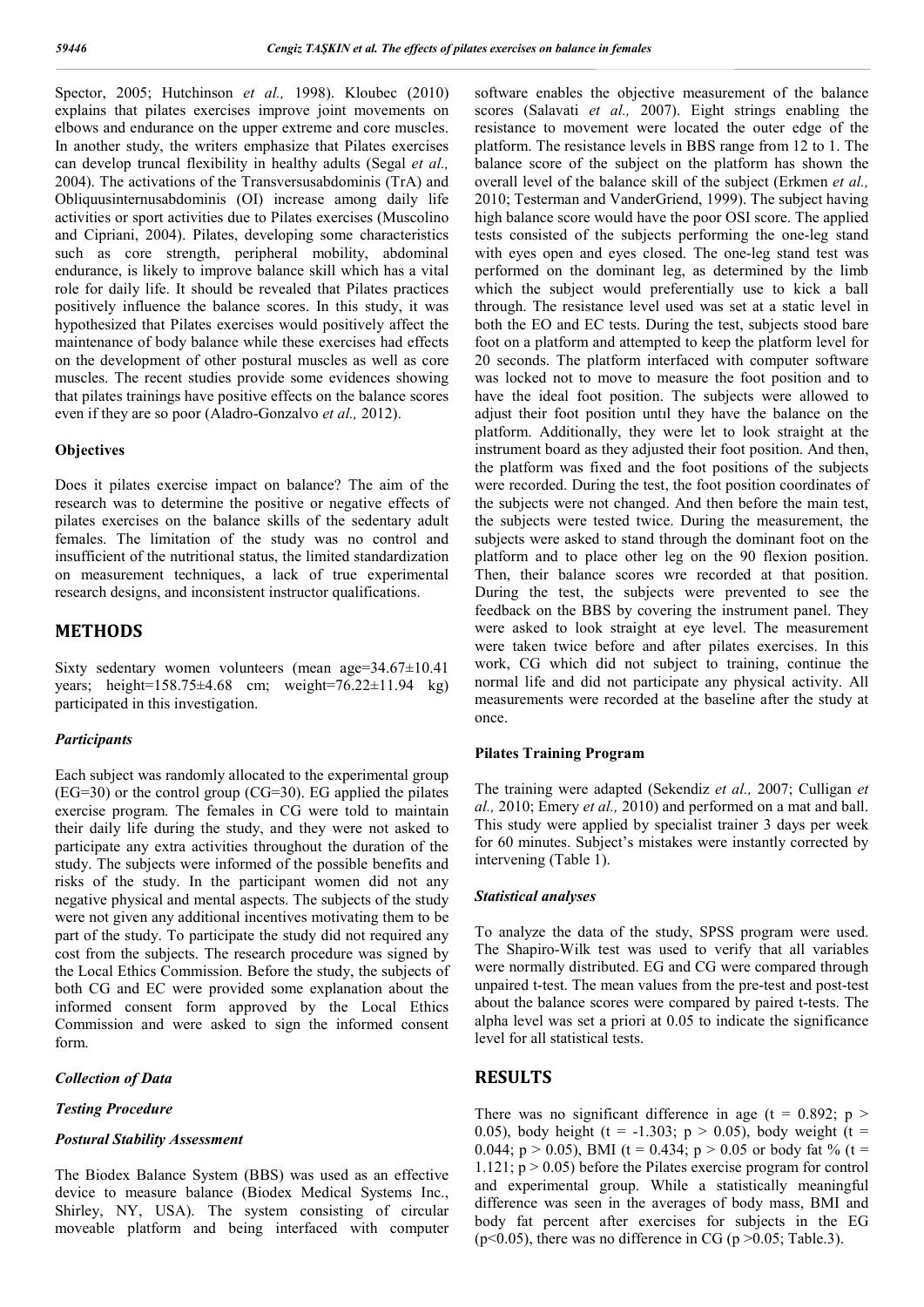Spector, 2005; Hutchinson *et al.,* 1998). Kloubec (2010) explains that pilates exercises improve joint movements on elbows and endurance on the upper extreme and core muscles. In another study, the writers emphasize that Pilates exercises can develop truncal flexibility in healthy adults (Segal *et al.,* 2004). The activations of the Transversusabdominis (TrA) and Obliquusinternusabdominis (OI) increase among daily life activities or sport activities due to Pilates exercises (Muscolino and Cipriani, 2004). Pilates, developing some characteristics such as core strength, peripheral mobility, abdominal endurance, is likely to improve balance skill which has a vital role for daily life. It should be revealed that Pilates practices positively influence the balance scores. In this study, it was hypothesized that Pilates exercises would positively affect the maintenance of body balance while these exercises had effects on the development of other postural muscles as well as core muscles. The recent studies provide some evidences showing that pilates trainings have positive effects on the balance scores even if they are so poor (Aladro-Gonzalvo *et al.,* 2012).

### Objectives

Does it pilates exercise impact on balance? The aim of the research was to determine the positive or negative effects of pilates exercises on the balance skills of the sedentary adult females. The limitation of the study was no control and insufficient of the nutritional status, the limited standardization on measurement techniques, a lack of true experimental research designs, and inconsistent instructor qualifications.

## METHODS

Sixty sedentary women volunteers (mean age=34.67±10.41 years; height=158.75±4.68 cm; weight=76.22±11.94 kg) participated in this investigation.

### *Participants*

Each subject was randomly allocated to the experimental group (EG=30) or the control group (CG=30). EG applied the pilates exercise program. The females in CG were told to maintain their daily life during the study, and they were not asked to participate any extra activities throughout the duration of the study. The subjects were informed of the possible benefits and risks of the study. In the participant women did not any negative physical and mental aspects. The subjects of the study were not given any additional incentives motivating them to be part of the study. To participate the study did not required any cost from the subjects. The research procedure was signed by the Local Ethics Commission. Before the study, the subjects of both CG and EC were provided some explanation about the informed consent form approved by the Local Ethics Commission and were asked to sign the informed consent form.

### *Collection of Data*

### *Testing Procedure*

### *Postural Stability Assessment*

The Biodex Balance System (BBS) was used as an effective device to measure balance (Biodex Medical Systems Inc., Shirley, NY, USA). The system consisting of circular moveable platform and being interfaced with computer software enables the objective measurement of the balance scores (Salavati *et al.,* 2007). Eight strings enabling the resistance to movement were located the outer edge of the platform. The resistance levels in BBS range from 12 to 1. The balance score of the subject on the platform has shown the overall level of the balance skill of the subject (Erkmen *et al.,* 2010; Testerman and VanderGriend, 1999). The subject having high balance score would have the poor OSI score. The applied tests consisted of the subjects performing the one-leg stand with eyes open and eyes closed. The one-leg stand test was performed on the dominant leg, as determined by the limb which the subject would preferentially use to kick a ball through. The resistance level used was set at a static level in both the EO and EC tests. During the test, subjects stood bare foot on a platform and attempted to keep the platform level for 20 seconds. The platform interfaced with computer software was locked not to move to measure the foot position and to have the ideal foot position. The subjects were allowed to adjust their foot position untıl they have the balance on the platform. Additionally, they were let to look straight at the instrument board as they adjusted their foot position. And then, the platform was fixed and the foot positions of the subjects were recorded. During the test, the foot position coordinates of the subjects were not changed. And then before the main test, the subjects were tested twice. During the measurement, the subjects were asked to stand through the dominant foot on the platform and to place other leg on the 90 flexion position. Then, their balance scores wre recorded at that position. During the test, the subjects were prevented to see the feedback on the BBS by covering the instrument panel. They were asked to look straight at eye level. The measurement were taken twice before and after pilates exercises. In this work, CG which did not subject to training, continue the normal life and did not participate any physical activity. All measurements were recorded at the baseline after the study at once.

### Pilates Training Program

The training were adapted (Sekendiz *et al.,* 2007; Culligan *et al.,* 2010; Emery *et al.,* 2010) and performed on a mat and ball. This study were applied by specialist trainer 3 days per week for 60 minutes. Subject's mistakes were instantly corrected by intervening (Table 1).

### *Statistical analyses*

To analyze the data of the study, SPSS program were used. The Shapiro-Wilk test was used to verify that all variables were normally distributed. EG and CG were compared through unpaired t-test. The mean values from the pre-test and post-test about the balance scores were compared by paired t-tests. The alpha level was set a priori at 0.05 to indicate the significance level for all statistical tests.

## RESULTS

There was no significant difference in age ($t = 0.892$; $p > 0.05$), body height ($t = -1.303$; $p > 0.05$), body weight ($t = 0.044$; $p > 0.05$), BMI ($t = 0.434$; $p > 0.05$ or body fat % ($t = 1.121$; $p > 0.05$) before the Pilates exercise program for control and experimental group. While a statistically meaningful difference was seen in the averages of body mass, BMI and body fat percent after exercises for subjects in the EG ($p<0.05$), there was no difference in CG ($p >0.05$; Table.3).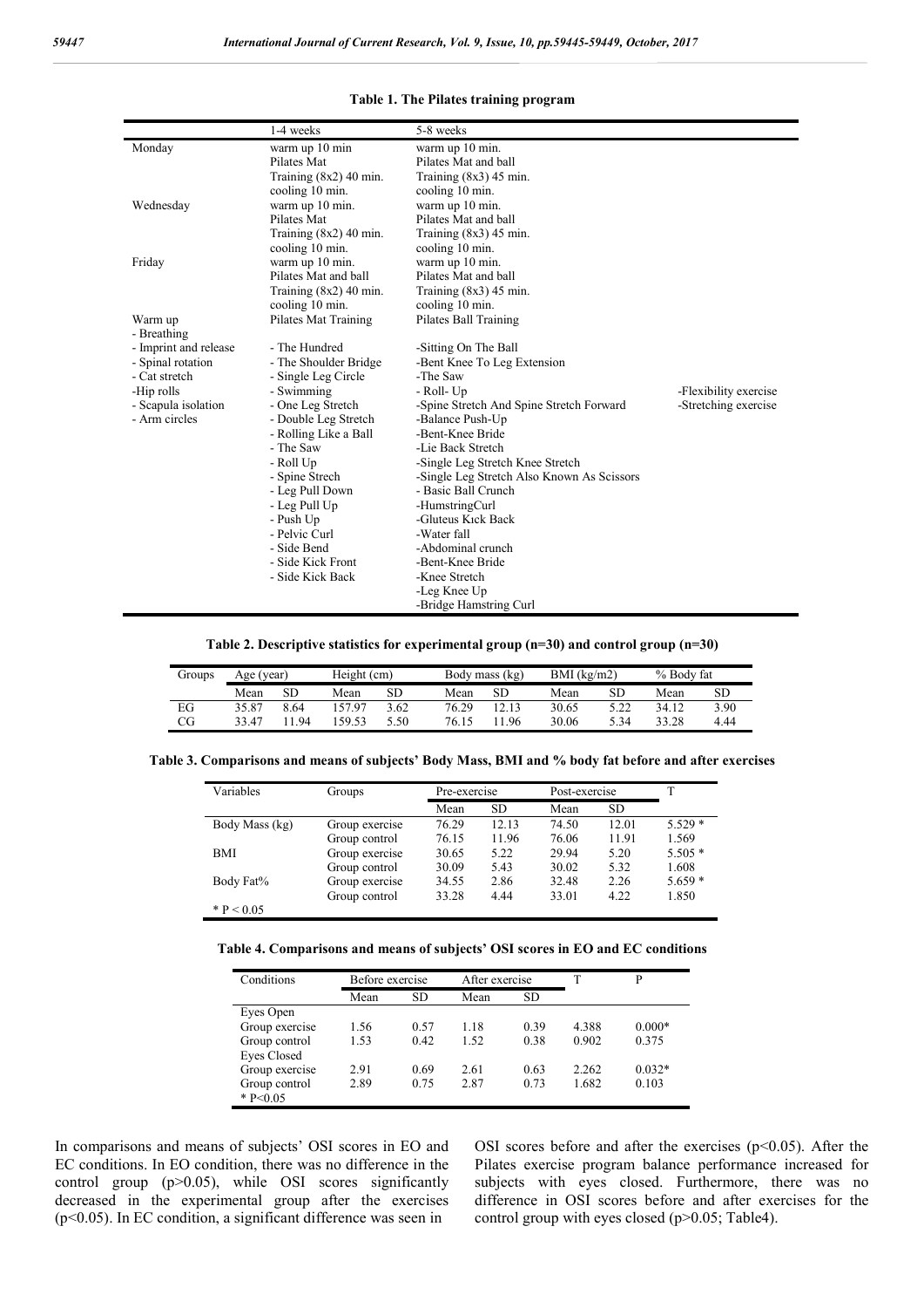**Table 1. The Pilates training program**

| | 1-4 weeks | 5-8 weeks | |
|---|---|---|---|
| Monday | warm up 10 min<br>Pilates Mat<br>Training (8x2) 40 min.<br>cooling 10 min. | warm up 10 min.<br>Pilates Mat and ball<br>Training (8x3) 45 min.<br>cooling 10 min. | |
| Wednesday | warm up 10 min.<br>Pilates Mat<br>Training (8x2) 40 min.<br>cooling 10 min. | warm up 10 min.<br>Pilates Mat and ball<br>Training (8x3) 45 min.<br>cooling 10 min. | |
| Friday | warm up 10 min.<br>Pilates Mat and ball<br>Training (8x2) 40 min.<br>cooling 10 min. | warm up 10 min.<br>Pilates Mat and ball<br>Training (8x3) 45 min.<br>cooling 10 min. | |
| Warm up<br>- Breathing<br>- Imprint and release<br>- Spinal rotation<br>- Cat stretch<br>-Hip rolls<br>- Scapula isolation<br>- Arm circles | Pilates Mat Training<br><br>- The Hundred<br>- The Shoulder Bridge<br>- Single Leg Circle<br>- Swimming<br>- One Leg Stretch<br>- Double Leg Stretch<br>- Rolling Like a Ball<br>- The Saw<br>- Roll Up<br>- Spine Strech<br>- Leg Pull Down<br>- Leg Pull Up<br>- Push Up<br>- Pelvic Curl<br>- Side Bend<br>- Side Kick Front<br>- Side Kick Back | Pilates Ball Training<br><br>-Sitting On The Ball<br>-Bent Knee To Leg Extension<br>-The Saw<br>- Roll- Up<br>-Spine Stretch And Spine Stretch Forward<br>-Balance Push-Up<br>-Bent-Knee Bride<br>-Lie Back Stretch<br>-Single Leg Stretch Knee Stretch<br>-Single Leg Stretch Also Known As Scissors<br>- Basic Ball Crunch<br>-HumstringCurl<br>-Gluteus Kıck Back<br>-Water fall<br>-Abdominal crunch<br>-Bent-Knee Bride<br>-Knee Stretch<br>-Leg Knee Up<br>-Bridge Hamstring Curl | -Flexibility exercise<br>-Stretching exercise |

**Table 2. Descriptive statistics for experimental group (n=30) and control group (n=30)**

| Groups | Age (year) | | Height (cm) | | Body mass (kg) | | BMI (kg/m2) | | % Body fat | |
|---|---|---|---|---|---|---|---|---|---|---|
| | Mean | SD | Mean | SD | Mean | SD | Mean | SD | Mean | SD |
| EG | 35.87 | 8.64 | 157.97 | 3.62 | 76.29 | 12.13 | 30.65 | 5.22 | 34.12 | 3.90 |
| CG | 33.47 | 11.94 | 159.53 | 5.50 | 76.15 | 11.96 | 30.06 | 5.34 | 33.28 | 4.44 |

**Table 3. Comparisons and means of subjects' Body Mass, BMI and % body fat before and after exercises**

| Variables | Groups | Pre-exercise | | Post-exercise | | T |
|---|---|---|---|---|---|---|
| | | Mean | SD | Mean | SD | |
| Body Mass (kg) | Group exercise | 76.29 | 12.13 | 74.50 | 12.01 | 5.529 * |
| | Group control | 76.15 | 11.96 | 76.06 | 11.91 | 1.569 |
| BMI | Group exercise | 30.65 | 5.22 | 29.94 | 5.20 | 5.505 * |
| | Group control | 30.09 | 5.43 | 30.02 | 5.32 | 1.608 |
| Body Fat% | Group exercise | 34.55 | 2.86 | 32.48 | 2.26 | 5.659 * |
| | Group control | 33.28 | 4.44 | 33.01 | 4.22 | 1.850 |

* P < 0.05

**Table 4. Comparisons and means of subjects' OSI scores in EO and EC conditions**

| Conditions | Before exercise | | After exercise | | T | P |
|---|---|---|---|---|---|---|
| | Mean | SD | Mean | SD | | |
| Eyes Open | | | | | | |
| Group exercise | 1.56 | 0.57 | 1.18 | 0.39 | 4.388 | 0.000* |
| Group control | 1.53 | 0.42 | 1.52 | 0.38 | 0.902 | 0.375 |
| Eyes Closed | | | | | | |
| Group exercise | 2.91 | 0.69 | 2.61 | 0.63 | 2.262 | 0.032* |
| Group control | 2.89 | 0.75 | 2.87 | 0.73 | 1.682 | 0.103 |

* P<0.05

In comparisons and means of subjects' OSI scores in EO and EC conditions. In EO condition, there was no difference in the control group ($p>0.05$), while OSI scores significantly decreased in the experimental group after the exercises ($p<0.05$). In EC condition, a significant difference was seen in OSI scores before and after the exercises ($p<0.05$). After the Pilates exercise program balance performance increased for subjects with eyes closed. Furthermore, there was no difference in OSI scores before and after exercises for the control group with eyes closed ($p>0.05$; Table4).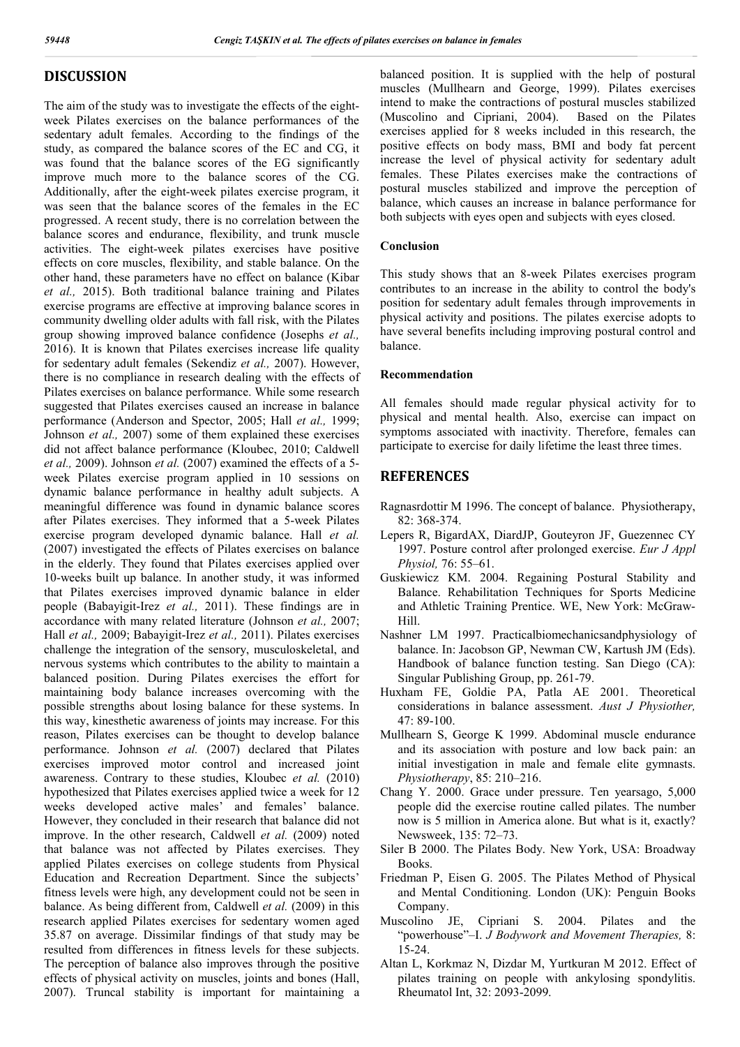## DISCUSSION

The aim of the study was to investigate the effects of the eight-week Pilates exercises on the balance performances of the sedentary adult females. According to the findings of the study, as compared the balance scores of the EC and CG, it was found that the balance scores of the EG significantly improve much more to the balance scores of the CG. Additionally, after the eight-week pilates exercise program, it was seen that the balance scores of the females in the EC progressed. A recent study, there is no correlation between the balance scores and endurance, flexibility, and trunk muscle activities. The eight-week pilates exercises have positive effects on core muscles, flexibility, and stable balance. On the other hand, these parameters have no effect on balance (Kibar *et al.,* 2015). Both traditional balance training and Pilates exercise programs are effective at improving balance scores in community dwelling older adults with fall risk, with the Pilates group showing improved balance confidence (Josephs *et al.,* 2016). It is known that Pilates exercises increase life quality for sedentary adult females (Sekendiz *et al.,* 2007). However, there is no compliance in research dealing with the effects of Pilates exercises on balance performance. While some research suggested that Pilates exercises caused an increase in balance performance (Anderson and Spector, 2005; Hall *et al.,* 1999; Johnson *et al.,* 2007) some of them explained these exercises did not affect balance performance (Kloubec, 2010; Caldwell *et al.,* 2009). Johnson *et al.* (2007) examined the effects of a 5-week Pilates exercise program applied in 10 sessions on dynamic balance performance in healthy adult subjects. A meaningful difference was found in dynamic balance scores after Pilates exercises. They informed that a 5-week Pilates exercise program developed dynamic balance. Hall *et al.* (2007) investigated the effects of Pilates exercises on balance in the elderly. They found that Pilates exercises applied over 10-weeks built up balance. In another study, it was informed that Pilates exercises improved dynamic balance in elder people (Babayigit-Irez *et al.,* 2011). These findings are in accordance with many related literature (Johnson *et al.,* 2007; Hall *et al.,* 2009; Babayigit-Irez *et al.,* 2011). Pilates exercises challenge the integration of the sensory, musculoskeletal, and nervous systems which contributes to the ability to maintain a balanced position. During Pilates exercises the effort for maintaining body balance increases overcoming with the possible strengths about losing balance for these systems. In this way, kinesthetic awareness of joints may increase. For this reason, Pilates exercises can be thought to develop balance performance. Johnson *et al.* (2007) declared that Pilates exercises improved motor control and increased joint awareness. Contrary to these studies, Kloubec *et al.* (2010) hypothesized that Pilates exercises applied twice a week for 12 weeks developed active males' and females' balance. However, they concluded in their research that balance did not improve. In the other research, Caldwell *et al.* (2009) noted that balance was not affected by Pilates exercises. They applied Pilates exercises on college students from Physical Education and Recreation Department. Since the subjects' fitness levels were high, any development could not be seen in balance. As being different from, Caldwell *et al.* (2009) in this research applied Pilates exercises for sedentary women aged 35.87 on average. Dissimilar findings of that study may be resulted from differences in fitness levels for these subjects. The perception of balance also improves through the positive effects of physical activity on muscles, joints and bones (Hall, 2007). Truncal stability is important for maintaining a balanced position. It is supplied with the help of postural muscles (Mullhearn and George, 1999). Pilates exercises intend to make the contractions of postural muscles stabilized (Muscolino and Cipriani, 2004). Based on the Pilates exercises applied for 8 weeks included in this research, the positive effects on body mass, BMI and body fat percent increase the level of physical activity for sedentary adult females. These Pilates exercises make the contractions of postural muscles stabilized and improve the perception of balance, which causes an increase in balance performance for both subjects with eyes open and subjects with eyes closed.

### Conclusion

This study shows that an 8-week Pilates exercises program contributes to an increase in the ability to control the body's position for sedentary adult females through improvements in physical activity and positions. The pilates exercise adopts to have several benefits including improving postural control and balance.

### Recommendation

All females should made regular physical activity for to physical and mental health. Also, exercise can impact on symptoms associated with inactivity. Therefore, females can participate to exercise for daily lifetime the least three times.

## REFERENCES

- Ragnasrdottir M 1996. The concept of balance. Physiotherapy, 82: 368-374.
- Lepers R, BigardAX, DiardJP, Gouteyron JF, Guezennec CY 1997. Posture control after prolonged exercise. *Eur J Appl Physiol,* 76: 55–61.
- Guskiewicz KM. 2004. Regaining Postural Stability and Balance. Rehabilitation Techniques for Sports Medicine and Athletic Training Prentice. WE, New York: McGraw-Hill.
- Nashner LM 1997. Practicalbiomechanicsandphysiology of balance. In: Jacobson GP, Newman CW, Kartush JM (Eds). Handbook of balance function testing. San Diego (CA): Singular Publishing Group, pp. 261-79.
- Huxham FE, Goldie PA, Patla AE 2001. Theoretical considerations in balance assessment. *Aust J Physiother,* 47: 89-100.
- Mullhearn S, George K 1999. Abdominal muscle endurance and its association with posture and low back pain: an initial investigation in male and female elite gymnasts. *Physiotherapy*, 85: 210–216.
- Chang Y. 2000. Grace under pressure. Ten yearsago, 5,000 people did the exercise routine called pilates. The number now is 5 million in America alone. But what is it, exactly? Newsweek, 135: 72–73.
- Siler B 2000. The Pilates Body. New York, USA: Broadway Books.
- Friedman P, Eisen G. 2005. The Pilates Method of Physical and Mental Conditioning. London (UK): Penguin Books Company.
- Muscolino JE, Cipriani S. 2004. Pilates and the "powerhouse"–I. *J Bodywork and Movement Therapies,* 8: 15-24.
- Altan L, Korkmaz N, Dizdar M, Yurtkuran M 2012. Effect of pilates training on people with ankylosing spondylitis. Rheumatol Int, 32: 2093-2099.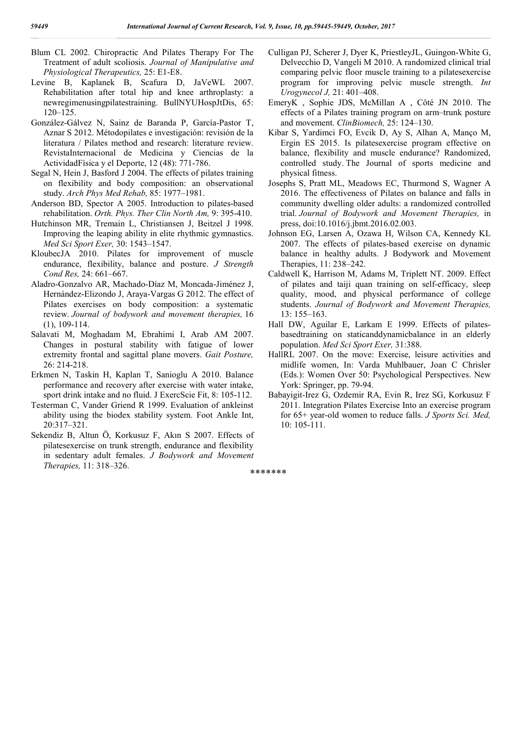Blum CL 2002. Chiropractic And Pilates Therapy For The Treatment of adult scoliosis. *Journal of Manipulative and Physiological Therapeutics,* 25: E1-E8.

Levine B, Kaplanek B, Scafura D, JaVeWL 2007. Rehabilitation after total hip and knee arthroplasty: a newregimenusingpilatestraining. BullNYUHospJtDis, 65: 120–125.

González-Gálvez N, Sainz de Baranda P, García-Pastor T, Aznar S 2012. Métodopilates e investigación: revisión de la literatura / Pilates method and research: literature review. RevistaInternacional de Medicina y Ciencias de la ActividadFísica y el Deporte, 12 (48): 771-786.

Segal N, Hein J, Basford J 2004. The effects of pilates training on flexibility and body composition: an observational study. *Arch Phys Med Rehab,* 85: 1977–1981.

Anderson BD, Spector A 2005. Introduction to pilates-based rehabilitation. *Orth. Phys. Ther Clin North Am,* 9: 395-410.

Hutchinson MR, Tremain L, Christiansen J, Beitzel J 1998. Improving the leaping ability in elite rhythmic gymnastics. *Med Sci Sport Exer,* 30: 1543–1547.

KloubecJA 2010. Pilates for improvement of muscle endurance, flexibility, balance and posture. *J Strength Cond Res,* 24: 661–667.

Aladro-Gonzalvo AR, Machado-Díaz M, Moncada-Jiménez J, Hernández-Elizondo J, Araya-Vargas G 2012. The effect of Pilates exercises on body composition: a systematic review. *Journal of bodywork and movement therapies,* 16 (1), 109-114.

Salavati M, Moghadam M, Ebrahimi I, Arab AM 2007. Changes in postural stability with fatigue of lower extremity frontal and sagittal plane movers. *Gait Posture,* 26: 214-218.

Erkmen N, Taskin H, Kaplan T, Sanioglu A 2010. Balance performance and recovery after exercise with water intake, sport drink intake and no fluid. J ExercScie Fit, 8: 105-112.

Testerman C, Vander Griend R 1999. Evaluation of ankleinst ability using the biodex stability system. Foot Ankle Int, 20:317–321.

Sekendiz B, Altun Ö, Korkusuz F, Akın S 2007. Effects of pilatesexercise on trunk strength, endurance and flexibility in sedentary adult females. *J Bodywork and Movement Therapies,* 11: 318–326.

Culligan PJ, Scherer J, Dyer K, PriestleyJL, Guingon-White G, Delvecchio D, Vangeli M 2010. A randomized clinical trial comparing pelvic floor muscle training to a pilatesexercise program for improving pelvic muscle strength. *Int Urogynecol J,* 21: 401–408.

EmeryK , Sophie JDS, McMillan A , Côté JN 2010. The effects of a Pilates training program on arm–trunk posture and movement. *ClinBiomech,* 25: 124–130.

Kibar S, Yardimci FO, Evcik D, Ay S, Alhan A, Manço M, Ergin ES 2015. Is pilatesexercise program effective on balance, flexibility and muscle endurance? Randomized, controlled study. The Journal of sports medicine and physical fitness.

Josephs S, Pratt ML, Meadows EC, Thurmond S, Wagner A 2016. The effectiveness of Pilates on balance and falls in community dwelling older adults: a randomized controlled trial. *Journal of Bodywork and Movement Therapies,* in press, doi:10.1016/j.jbmt.2016.02.003.

Johnson EG, Larsen A, Ozawa H, Wilson CA, Kennedy KL 2007. The effects of pilates-based exercise on dynamic balance in healthy adults. J Bodywork and Movement Therapies, 11: 238–242.

Caldwell K, Harrison M, Adams M, Triplett NT. 2009. Effect of pilates and taiji quan training on self-efficacy, sleep quality, mood, and physical performance of college students. *Journal of Bodywork and Movement Therapies,* 13: 155–163.

Hall DW, Aguilar E, Larkam E 1999. Effects of pilates-basedtraining on staticanddynamicbalance in an elderly population. *Med Sci Sport Exer,* 31:388.

HallRL 2007. On the move: Exercise, leisure activities and midlife women, In: Varda Muhlbauer, Joan C Chrisler (Eds.): Women Over 50: Psychological Perspectives. New York: Springer, pp. 79-94.

Babayigit-Irez G, Ozdemir RA, Evin R, Irez SG, Korkusuz F 2011. Integration Pilates Exercise Into an exercise program for 65+ year-old women to reduce falls. *J Sports Sci. Med,* 10: 105-111.

*******